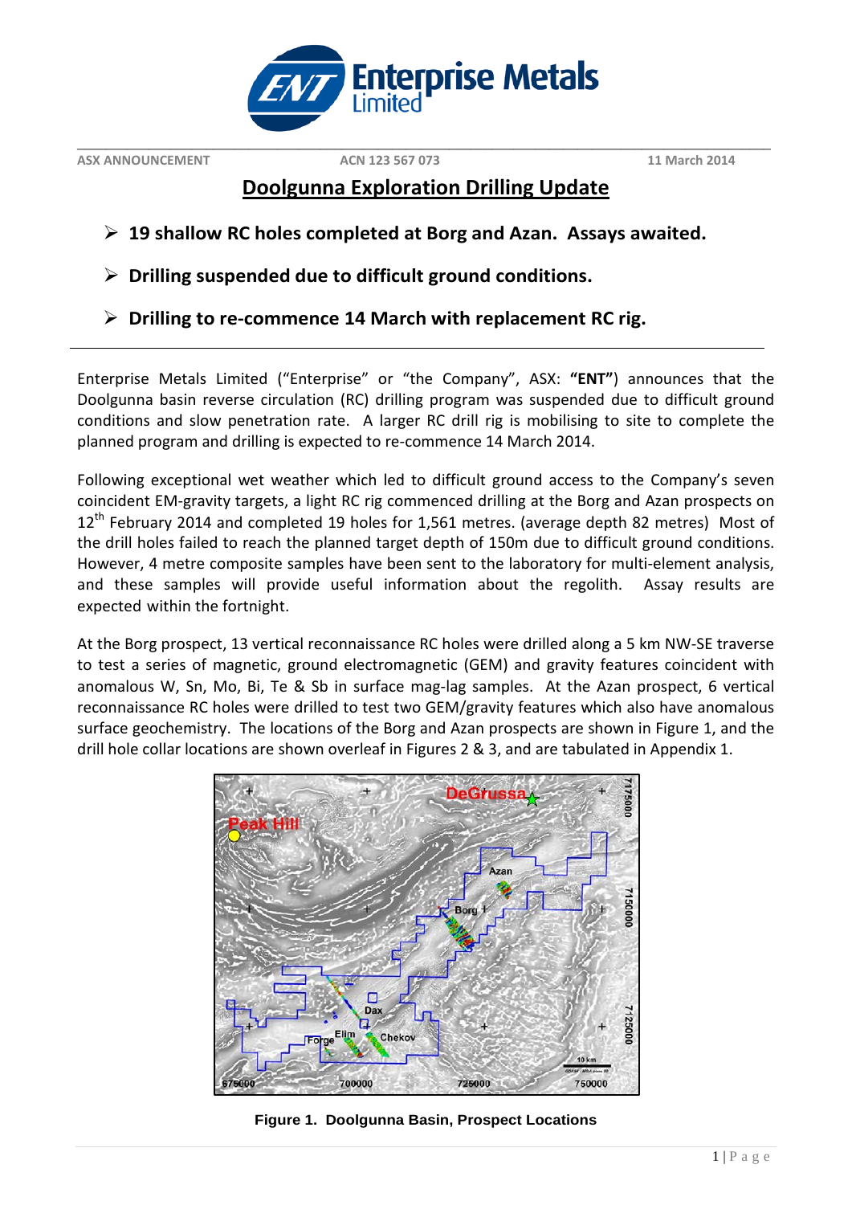Enterprise Metals Limited

ASX ANNOUNCEMENT ACN 123 567 073 11 March 2014

# Doolgunna Exploration Drilling Update

- **19 shallow RC holes completed at Borg and Azan. Assays awaited.**
- **Drilling suspended due to difficult ground conditions.**
- **Drilling to re-commence 14 March with replacement RC rig.**

Enterprise Metals Limited ("Enterprise" or "the Company", ASX: **"ENT"**) announces that the Doolgunna basin reverse circulation (RC) drilling program was suspended due to difficult ground conditions and slow penetration rate. A larger RC drill rig is mobilising to site to complete the planned program and drilling is expected to re-commence 14 March 2014.

Following exceptional wet weather which led to difficult ground access to the Company's seven coincident EM-gravity targets, a light RC rig commenced drilling at the Borg and Azan prospects on 12th February 2014 and completed 19 holes for 1,561 metres. (average depth 82 metres) Most of the drill holes failed to reach the planned target depth of 150m due to difficult ground conditions. However, 4 metre composite samples have been sent to the laboratory for multi-element analysis, and these samples will provide useful information about the regolith. Assay results are expected within the fortnight.

At the Borg prospect, 13 vertical reconnaissance RC holes were drilled along a 5 km NW-SE traverse to test a series of magnetic, ground electromagnetic (GEM) and gravity features coincident with anomalous W, Sn, Mo, Bi, Te & Sb in surface mag-lag samples. At the Azan prospect, 6 vertical reconnaissance RC holes were drilled to test two GEM/gravity features which also have anomalous surface geochemistry. The locations of the Borg and Azan prospects are shown in Figure 1, and the drill hole collar locations are shown overleaf in Figures 2 & 3, and are tabulated in Appendix 1.

**Figure 1. Doolgunna Basin, Prospect Locations**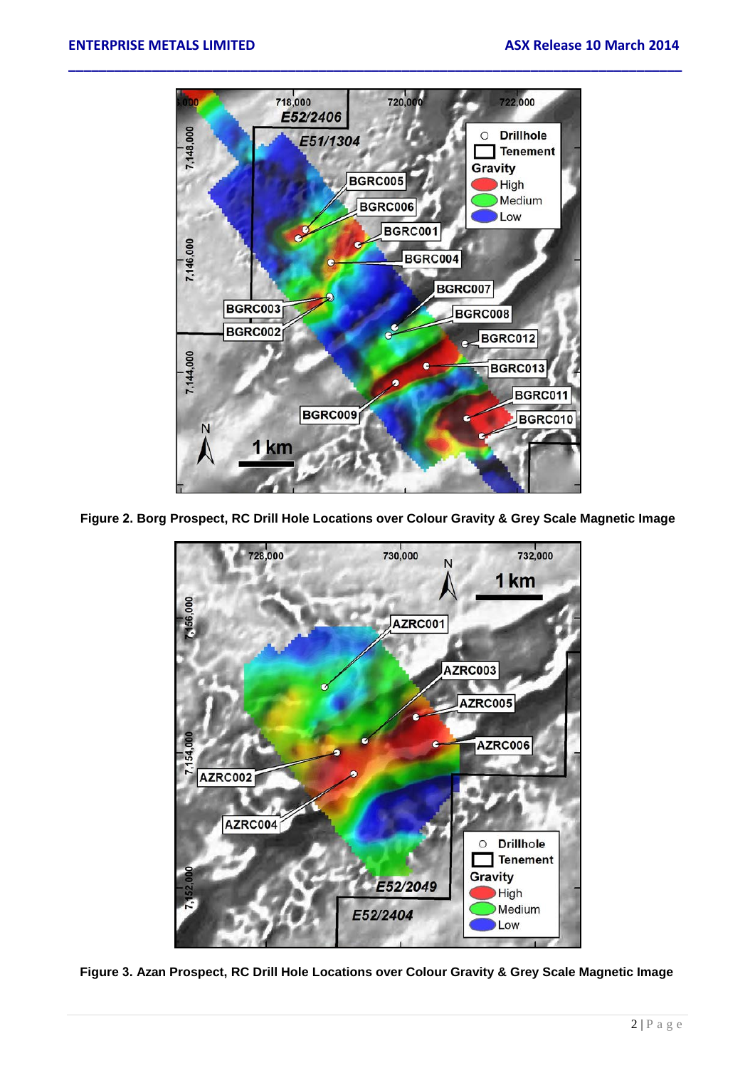Figure 2. Borg Prospect, RC Drill Hole Locations over Colour Gravity & Grey Scale Magnetic Image

Figure 3. Azan Prospect, RC Drill Hole Locations over Colour Gravity & Grey Scale Magnetic Image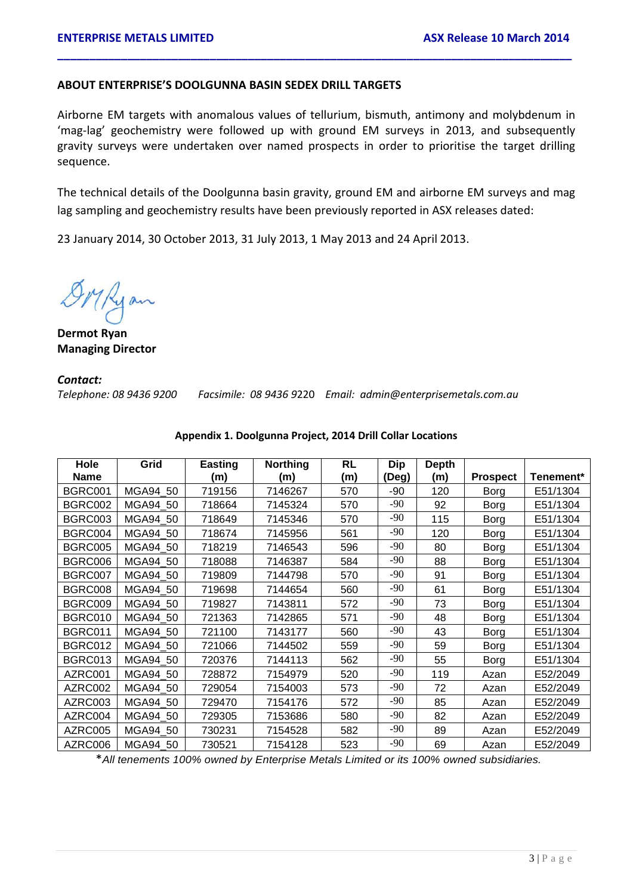## ABOUT ENTERPRISE'S DOOLGUNNA BASIN SEDEX DRILL TARGETS

Airborne EM targets with anomalous values of tellurium, bismuth, antimony and molybdenum in 'mag-lag' geochemistry were followed up with ground EM surveys in 2013, and subsequently gravity surveys were undertaken over named prospects in order to prioritise the target drilling sequence.

The technical details of the Doolgunna basin gravity, ground EM and airborne EM surveys and mag lag sampling and geochemistry results have been previously reported in ASX releases dated:

23 January 2014, 30 October 2013, 31 July 2013, 1 May 2013 and 24 April 2013.

**Dermot Ryan**
**Managing Director**

***Contact:***
*Telephone: 08 9436 9200* *Facsimile: 08 9436 9220* *Email: admin@enterprisemetals.com.au*

**Appendix 1. Doolgunna Project, 2014 Drill Collar Locations**

| Hole Name | Grid | Easting (m) | Northing (m) | RL (m) | Dip (Deg) | Depth (m) | Prospect | Tenement* |
|---|---|---|---|---|---|---|---|---|
| BGRC001 | MGA94_50 | 719156 | 7146267 | 570 | -90 | 120 | Borg | E51/1304 |
| BGRC002 | MGA94_50 | 718664 | 7145324 | 570 | -90 | 92 | Borg | E51/1304 |
| BGRC003 | MGA94_50 | 718649 | 7145346 | 570 | -90 | 115 | Borg | E51/1304 |
| BGRC004 | MGA94_50 | 718674 | 7145956 | 561 | -90 | 120 | Borg | E51/1304 |
| BGRC005 | MGA94_50 | 718219 | 7146543 | 596 | -90 | 80 | Borg | E51/1304 |
| BGRC006 | MGA94_50 | 718088 | 7146387 | 584 | -90 | 88 | Borg | E51/1304 |
| BGRC007 | MGA94_50 | 719809 | 7144798 | 570 | -90 | 91 | Borg | E51/1304 |
| BGRC008 | MGA94_50 | 719698 | 7144654 | 560 | -90 | 61 | Borg | E51/1304 |
| BGRC009 | MGA94_50 | 719827 | 7143811 | 572 | -90 | 73 | Borg | E51/1304 |
| BGRC010 | MGA94_50 | 721363 | 7142865 | 571 | -90 | 48 | Borg | E51/1304 |
| BGRC011 | MGA94_50 | 721100 | 7143177 | 560 | -90 | 43 | Borg | E51/1304 |
| BGRC012 | MGA94_50 | 721066 | 7144502 | 559 | -90 | 59 | Borg | E51/1304 |
| BGRC013 | MGA94_50 | 720376 | 7144113 | 562 | -90 | 55 | Borg | E51/1304 |
| AZRC001 | MGA94_50 | 728872 | 7154979 | 520 | -90 | 119 | Azan | E52/2049 |
| AZRC002 | MGA94_50 | 729054 | 7154003 | 573 | -90 | 72 | Azan | E52/2049 |
| AZRC003 | MGA94_50 | 729470 | 7154176 | 572 | -90 | 85 | Azan | E52/2049 |
| AZRC004 | MGA94_50 | 729305 | 7153686 | 580 | -90 | 82 | Azan | E52/2049 |
| AZRC005 | MGA94_50 | 730231 | 7154528 | 582 | -90 | 89 | Azan | E52/2049 |
| AZRC006 | MGA94_50 | 730521 | 7154128 | 523 | -90 | 69 | Azan | E52/2049 |

**All tenements 100% owned by Enterprise Metals Limited or its 100% owned subsidiaries.*